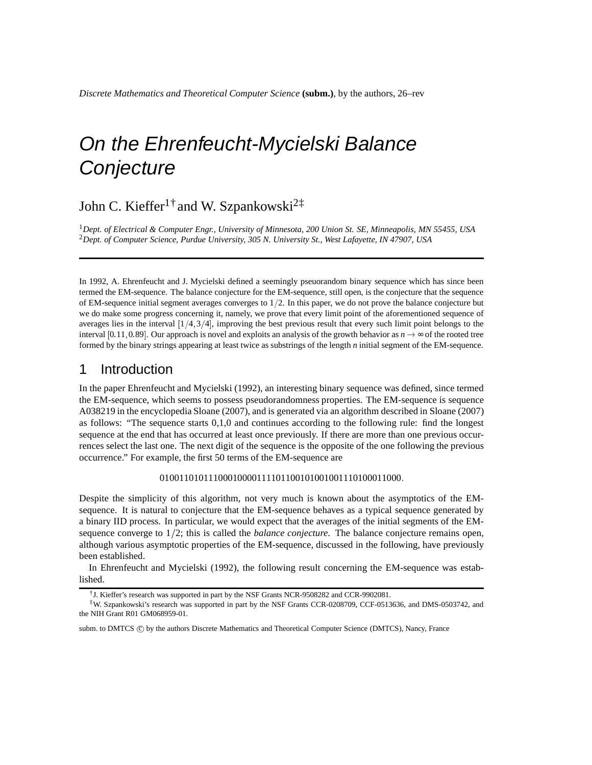# On the Ehrenfeucht-Mycielski Balance Conjecture

John C. Kieffer[1†] and W. Szpankowski[2‡]

[1] *Dept. of Electrical & Computer Engr., University of Minnesota, 200 Union St. SE, Minneapolis, MN 55455, USA*
[2] *Dept. of Computer Science, Purdue University, 305 N. University St., West Lafayette, IN 47907, USA*

---

In 1992, A. Ehrenfeucht and J. Mycielski defined a seemingly pseuorandom binary sequence which has since been termed the EM-sequence. The balance conjecture for the EM-sequence, still open, is the conjecture that the sequence of EM-sequence initial segment averages converges to $1/2$. In this paper, we do not prove the balance conjecture but we do make some progress concerning it, namely, we prove that every limit point of the aforementioned sequence of averages lies in the interval $[1/4, 3/4]$, improving the best previous result that every such limit point belongs to the interval $[0.11, 0.89]$. Our approach is novel and exploits an analysis of the growth behavior as $n \to \infty$ of the rooted tree formed by the binary strings appearing at least twice as substrings of the length $n$ initial segment of the EM-sequence.

## 1 Introduction

In the paper Ehrenfeucht and Mycielski (1992), an interesting binary sequence was defined, since termed the EM-sequence, which seems to possess pseudorandomness properties. The EM-sequence is sequence A038219 in the encyclopedia Sloane (2007), and is generated via an algorithm described in Sloane (2007) as follows: "The sequence starts 0,1,0 and continues according to the following rule: find the longest sequence at the end that has occurred at least once previously. If there are more than one previous occurrences select the last one. The next digit of the sequence is the opposite of the one following the previous occurrence." For example, the first 50 terms of the EM-sequence are

$$01001101011100010000111101100101001001110100011000.$$

Despite the simplicity of this algorithm, not very much is known about the asymptotics of the EM-sequence. It is natural to conjecture that the EM-sequence behaves as a typical sequence generated by a binary IID process. In particular, we would expect that the averages of the initial segments of the EM-sequence converge to $1/2$; this is called the *balance conjecture*. The balance conjecture remains open, although various asymptotic properties of the EM-sequence, discussed in the following, have previously been established.

In Ehrenfeucht and Mycielski (1992), the following result concerning the EM-sequence was established.

---

[†] J. Kieffer's research was supported in part by the NSF Grants NCR-9508282 and CCR-9902081.

[‡] W. Szpankowski's research was supported in part by the NSF Grants CCR-0208709, CCF-0513636, and DMS-0503742, and the NIH Grant R01 GM068959-01.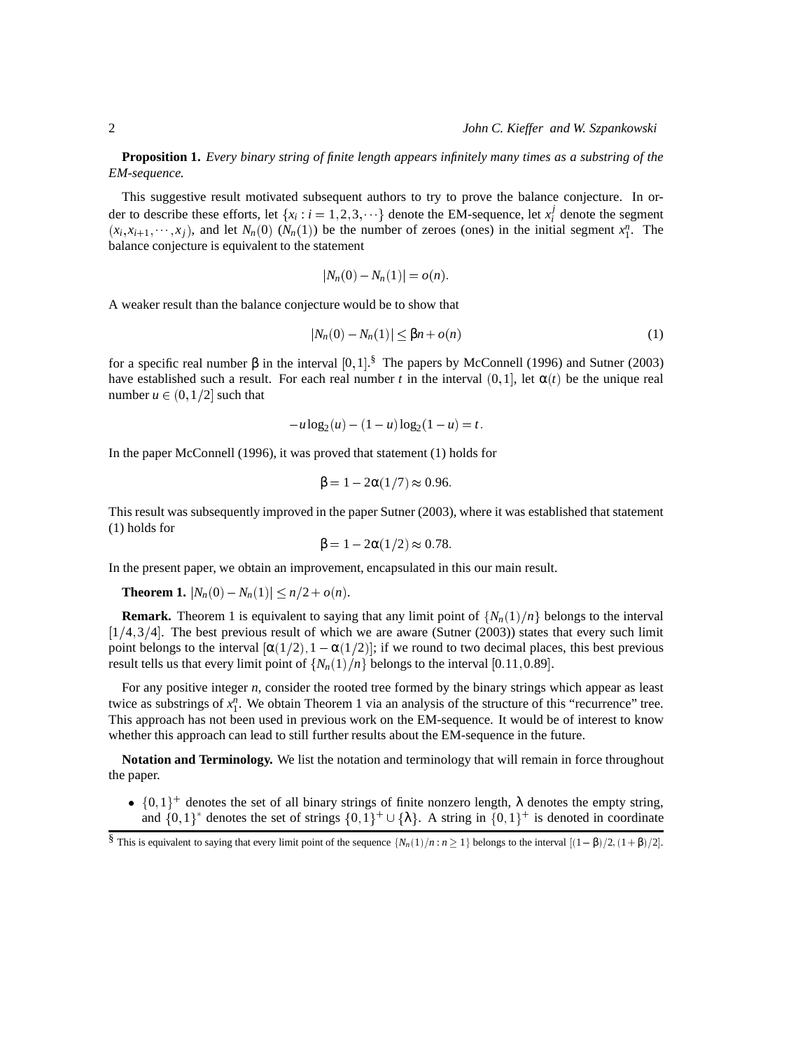**Proposition 1.** *Every binary string of finite length appears infinitely many times as a substring of the EM-sequence.*

This suggestive result motivated subsequent authors to try to prove the balance conjecture. In order to describe these efforts, let $\{x_i : i = 1,2,3,\cdots\}$ denote the EM-sequence, let $x_i^j$ denote the segment $(x_i, x_{i+1}, \cdots, x_j)$, and let $N_n(0)$ ($N_n(1)$) be the number of zeroes (ones) in the initial segment $x_1^n$. The balance conjecture is equivalent to the statement

$$|N_n(0) - N_n(1)| = o(n).$$

A weaker result than the balance conjecture would be to show that

$$|N_n(0) - N_n(1)| \le \beta n + o(n) \tag{1}$$

for a specific real number $\beta$ in the interval $[0,1]$.[§] The papers by McConnell (1996) and Sutner (2003) have established such a result. For each real number $t$ in the interval $(0,1]$, let $\alpha(t)$ be the unique real number $u \in (0,1/2]$ such that

$$-u\log_2(u) - (1-u)\log_2(1-u) = t.$$

In the paper McConnell (1996), it was proved that statement (1) holds for

$$\beta = 1 - 2\alpha(1/7) \approx 0.96.$$

This result was subsequently improved in the paper Sutner (2003), where it was established that statement (1) holds for

$$\beta = 1 - 2\alpha(1/2) \approx 0.78.$$

In the present paper, we obtain an improvement, encapsulated in this our main result.

**Theorem 1.** $|N_n(0) - N_n(1)| \le n/2 + o(n)$.

**Remark.** Theorem 1 is equivalent to saying that any limit point of $\{N_n(1)/n\}$ belongs to the interval $[1/4, 3/4]$. The best previous result of which we are aware (Sutner (2003)) states that every such limit point belongs to the interval $[\alpha(1/2), 1-\alpha(1/2)]$; if we round to two decimal places, this best previous result tells us that every limit point of $\{N_n(1)/n\}$ belongs to the interval $[0.11, 0.89]$.

For any positive integer $n$, consider the rooted tree formed by the binary strings which appear as least twice as substrings of $x_1^n$. We obtain Theorem 1 via an analysis of the structure of this "recurrence" tree. This approach has not been used in previous work on the EM-sequence. It would be of interest to know whether this approach can lead to still further results about the EM-sequence in the future.

**Notation and Terminology.** We list the notation and terminology that will remain in force throughout the paper.

- $\{0,1\}^+$ denotes the set of all binary strings of finite nonzero length, $\lambda$ denotes the empty string, and $\{0,1\}^*$ denotes the set of strings $\{0,1\}^+ \cup \{\lambda\}$. A string in $\{0,1\}^+$ is denoted in coordinate

---

[§] This is equivalent to saying that every limit point of the sequence $\{N_n(1)/n : n \ge 1\}$ belongs to the interval $[(1-\beta)/2, (1+\beta)/2]$.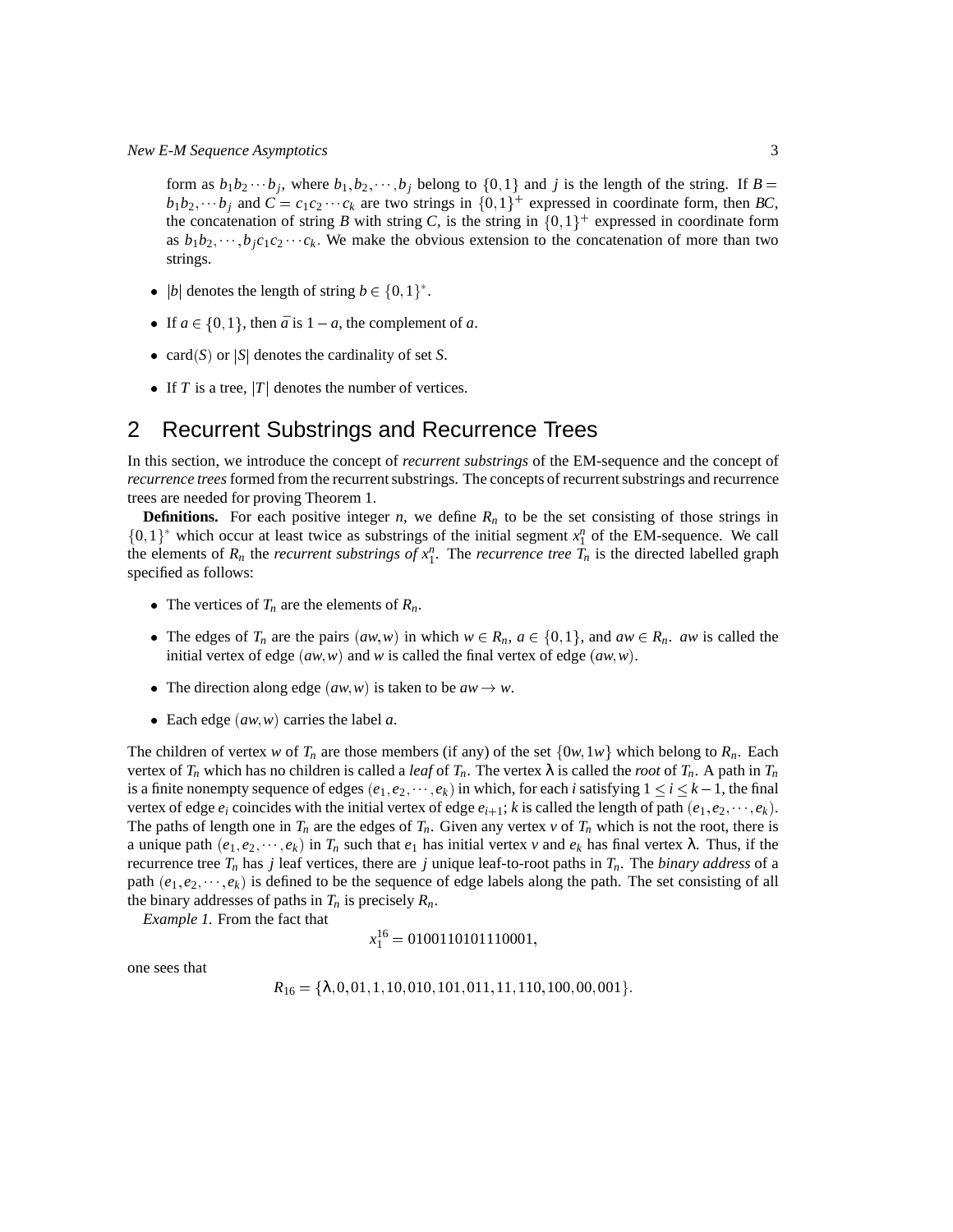form as $b_1b_2\cdots b_j$, where $b_1, b_2, \cdots, b_j$ belong to $\{0,1\}$ and $j$ is the length of the string. If $B = b_1b_2,\cdots b_j$ and $C = c_1c_2\cdots c_k$ are two strings in $\{0,1\}^+$ expressed in coordinate form, then $BC$, the concatenation of string $B$ with string $C$, is the string in $\{0,1\}^+$ expressed in coordinate form as $b_1b_2,\cdots,b_jc_1c_2\cdots c_k$. We make the obvious extension to the concatenation of more than two strings.

- $|b|$ denotes the length of string $b \in \{0,1\}^*$.
- If $a \in \{0,1\}$, then $\bar{a}$ is $1-a$, the complement of $a$.
- $\mathrm{card}(S)$ or $|S|$ denotes the cardinality of set $S$.
- If $T$ is a tree, $|T|$ denotes the number of vertices.

## 2 Recurrent Substrings and Recurrence Trees

In this section, we introduce the concept of *recurrent substrings* of the EM-sequence and the concept of *recurrence trees* formed from the recurrent substrings. The concepts of recurrent substrings and recurrence trees are needed for proving Theorem 1.

**Definitions.** For each positive integer $n$, we define $R_n$ to be the set consisting of those strings in $\{0,1\}^*$ which occur at least twice as substrings of the initial segment $x_1^n$ of the EM-sequence. We call the elements of $R_n$ the *recurrent substrings of* $x_1^n$. The *recurrence tree* $T_n$ is the directed labelled graph specified as follows:

- The vertices of $T_n$ are the elements of $R_n$.
- The edges of $T_n$ are the pairs $(aw, w)$ in which $w \in R_n$, $a \in \{0,1\}$, and $aw \in R_n$. $aw$ is called the initial vertex of edge $(aw, w)$ and $w$ is called the final vertex of edge $(aw, w)$.
- The direction along edge $(aw, w)$ is taken to be $aw \to w$.
- Each edge $(aw, w)$ carries the label $a$.

The children of vertex $w$ of $T_n$ are those members (if any) of the set $\{0w, 1w\}$ which belong to $R_n$. Each vertex of $T_n$ which has no children is called a *leaf* of $T_n$. The vertex $\lambda$ is called the *root* of $T_n$. A path in $T_n$ is a finite nonempty sequence of edges $(e_1, e_2, \cdots, e_k)$ in which, for each $i$ satisfying $1 \le i \le k-1$, the final vertex of edge $e_i$ coincides with the initial vertex of edge $e_{i+1}$; $k$ is called the length of path $(e_1, e_2, \cdots, e_k)$. The paths of length one in $T_n$ are the edges of $T_n$. Given any vertex $v$ of $T_n$ which is not the root, there is a unique path $(e_1, e_2, \cdots, e_k)$ in $T_n$ such that $e_1$ has initial vertex $v$ and $e_k$ has final vertex $\lambda$. Thus, if the recurrence tree $T_n$ has $j$ leaf vertices, there are $j$ unique leaf-to-root paths in $T_n$. The *binary address* of a path $(e_1, e_2, \cdots, e_k)$ is defined to be the sequence of edge labels along the path. The set consisting of all the binary addresses of paths in $T_n$ is precisely $R_n$.

*Example 1.* From the fact that

$$x_1^{16} = 0100110101110001,$$

one sees that

$$R_{16} = \{\lambda, 0, 01, 1, 10, 010, 101, 011, 11, 110, 100, 00, 001\}.$$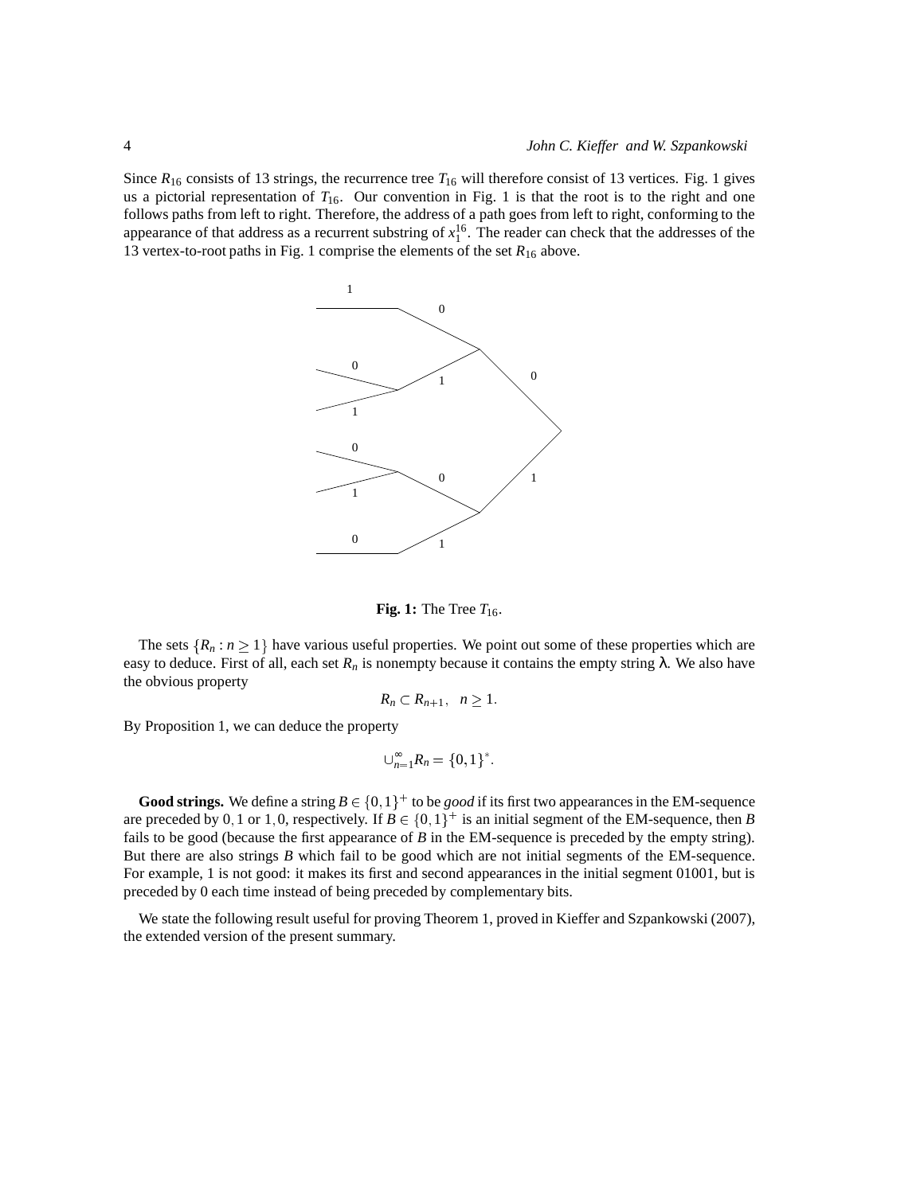Since $R_{16}$ consists of 13 strings, the recurrence tree $T_{16}$ will therefore consist of 13 vertices. Fig. 1 gives us a pictorial representation of $T_{16}$. Our convention in Fig. 1 is that the root is to the right and one follows paths from left to right. Therefore, the address of a path goes from left to right, conforming to the appearance of that address as a recurrent substring of $x_1^{16}$. The reader can check that the addresses of the 13 vertex-to-root paths in Fig. 1 comprise the elements of the set $R_{16}$ above.

**Fig. 1:** The Tree $T_{16}$.

The sets $\{R_n : n \geq 1\}$ have various useful properties. We point out some of these properties which are easy to deduce. First of all, each set $R_n$ is nonempty because it contains the empty string $\lambda$. We also have the obvious property

$$R_n \subset R_{n+1}, \quad n \geq 1.$$

By Proposition 1, we can deduce the property

$$\cup_{n=1}^{\infty} R_n = \{0,1\}^*.$$

**Good strings.** We define a string $B \in \{0,1\}^+$ to be *good* if its first two appearances in the EM-sequence are preceded by $0,1$ or $1,0$, respectively. If $B \in \{0,1\}^+$ is an initial segment of the EM-sequence, then $B$ fails to be good (because the first appearance of $B$ in the EM-sequence is preceded by the empty string). But there are also strings $B$ which fail to be good which are not initial segments of the EM-sequence. For example, 1 is not good: it makes its first and second appearances in the initial segment 01001, but is preceded by 0 each time instead of being preceded by complementary bits.

We state the following result useful for proving Theorem 1, proved in Kieffer and Szpankowski (2007), the extended version of the present summary.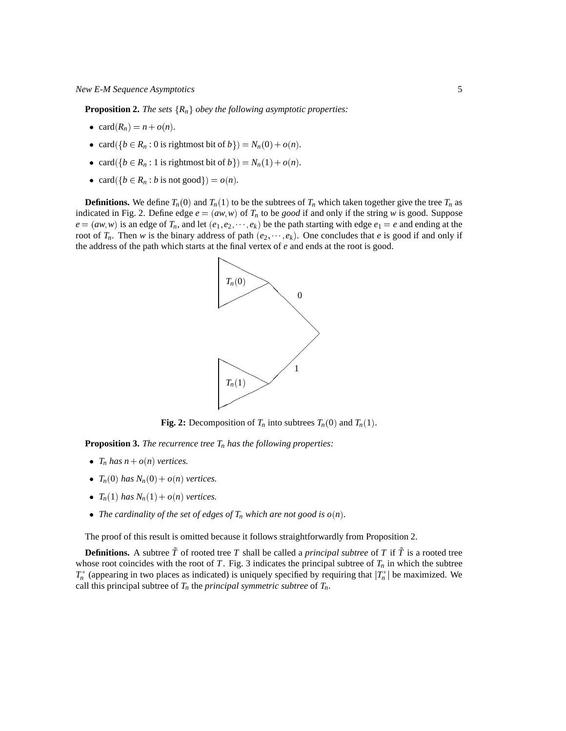**Proposition 2.** *The sets $\{R_n\}$ obey the following asymptotic properties:*

- $\text{card}(R_n) = n + o(n)$.
- $\text{card}(\{b \in R_n : 0 \text{ is rightmost bit of } b\}) = N_n(0) + o(n)$.
- $\text{card}(\{b \in R_n : 1 \text{ is rightmost bit of } b\}) = N_n(1) + o(n)$.
- $\text{card}(\{b \in R_n : b \text{ is not good}\}) = o(n)$.

**Definitions.** We define $T_n(0)$ and $T_n(1)$ to be the subtrees of $T_n$ which taken together give the tree $T_n$ as indicated in Fig. 2. Define edge $e = (aw, w)$ of $T_n$ to be *good* if and only if the string $w$ is good. Suppose $e = (aw, w)$ is an edge of $T_n$, and let $(e_1, e_2, \cdots, e_k)$ be the path starting with edge $e_1 = e$ and ending at the root of $T_n$. Then $w$ is the binary address of path $(e_2, \cdots, e_k)$. One concludes that $e$ is good if and only if the address of the path which starts at the final vertex of $e$ and ends at the root is good.

**Fig. 2:** Decomposition of $T_n$ into subtrees $T_n(0)$ and $T_n(1)$.

**Proposition 3.** *The recurrence tree $T_n$ has the following properties:*

- *$T_n$ has $n + o(n)$ vertices.*
- *$T_n(0)$ has $N_n(0) + o(n)$ vertices.*
- *$T_n(1)$ has $N_n(1) + o(n)$ vertices.*
- *The cardinality of the set of edges of $T_n$ which are not good is $o(n)$.*

The proof of this result is omitted because it follows straightforwardly from Proposition 2.

**Definitions.** A subtree $\tilde{T}$ of rooted tree $T$ shall be called a *principal subtree* of $T$ if $\tilde{T}$ is a rooted tree whose root coincides with the root of $T$. Fig. 3 indicates the principal subtree of $T_n$ in which the subtree $T_n^*$ (appearing in two places as indicated) is uniquely specified by requiring that $|T_n^*|$ be maximized. We call this principal subtree of $T_n$ the *principal symmetric subtree* of $T_n$.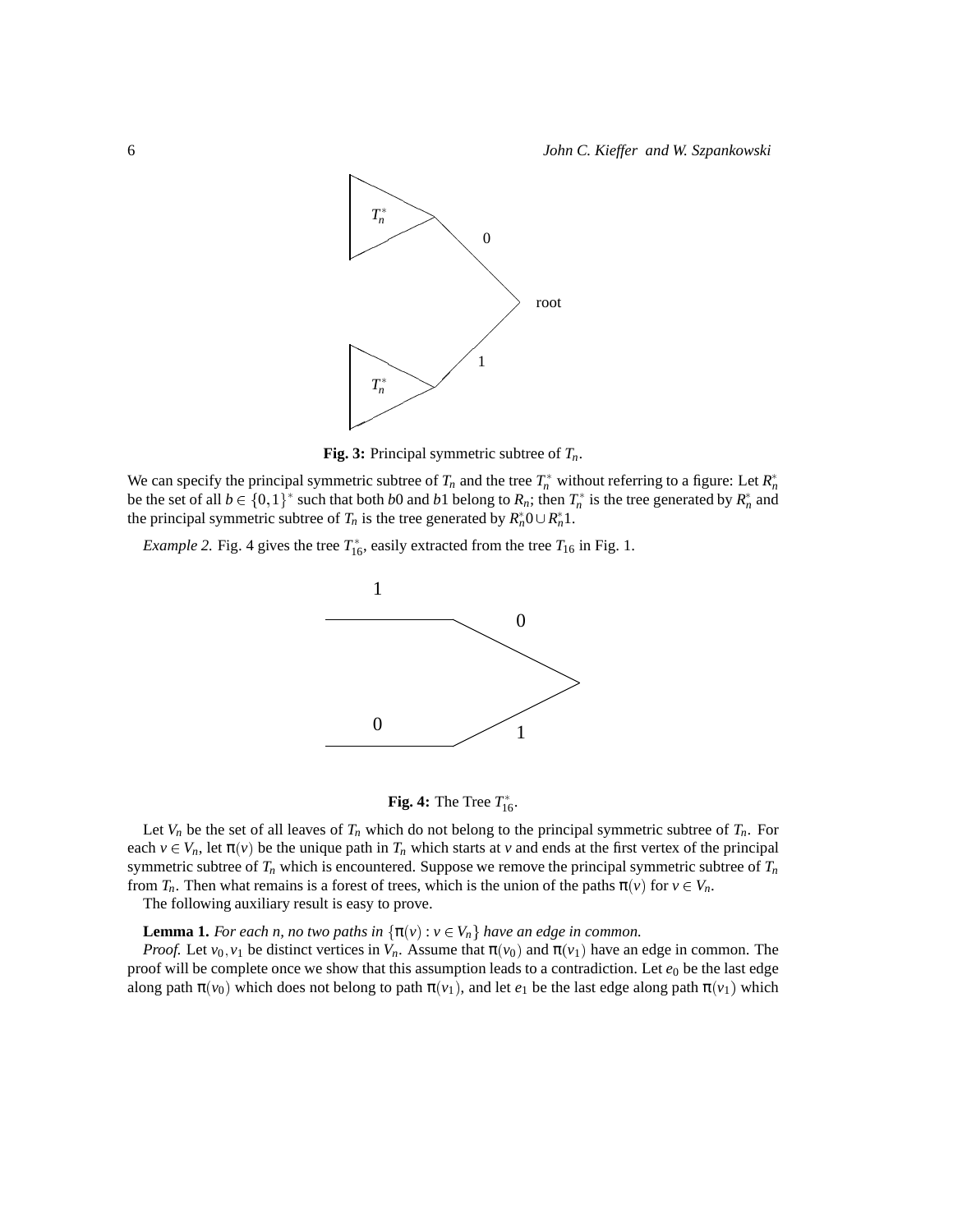**Fig. 3:** Principal symmetric subtree of $T_n$.

We can specify the principal symmetric subtree of $T_n$ and the tree $T_n^*$ without referring to a figure: Let $R_n^*$ be the set of all $b \in \{0,1\}^*$ such that both $b0$ and $b1$ belong to $R_n$; then $T_n^*$ is the tree generated by $R_n^*$ and the principal symmetric subtree of $T_n$ is the tree generated by $R_n^*0 \cup R_n^*1$.

*Example 2.* Fig. 4 gives the tree $T_{16}^*$, easily extracted from the tree $T_{16}$ in Fig. 1.

**Fig. 4:** The Tree $T_{16}^*$.

Let $V_n$ be the set of all leaves of $T_n$ which do not belong to the principal symmetric subtree of $T_n$. For each $v \in V_n$, let $\pi(v)$ be the unique path in $T_n$ which starts at $v$ and ends at the first vertex of the principal symmetric subtree of $T_n$ which is encountered. Suppose we remove the principal symmetric subtree of $T_n$ from $T_n$. Then what remains is a forest of trees, which is the union of the paths $\pi(v)$ for $v \in V_n$.

The following auxiliary result is easy to prove.

**Lemma 1.** *For each $n$, no two paths in $\{\pi(v) : v \in V_n\}$ have an edge in common.*

*Proof.* Let $v_0, v_1$ be distinct vertices in $V_n$. Assume that $\pi(v_0)$ and $\pi(v_1)$ have an edge in common. The proof will be complete once we show that this assumption leads to a contradiction. Let $e_0$ be the last edge along path $\pi(v_0)$ which does not belong to path $\pi(v_1)$, and let $e_1$ be the last edge along path $\pi(v_1)$ which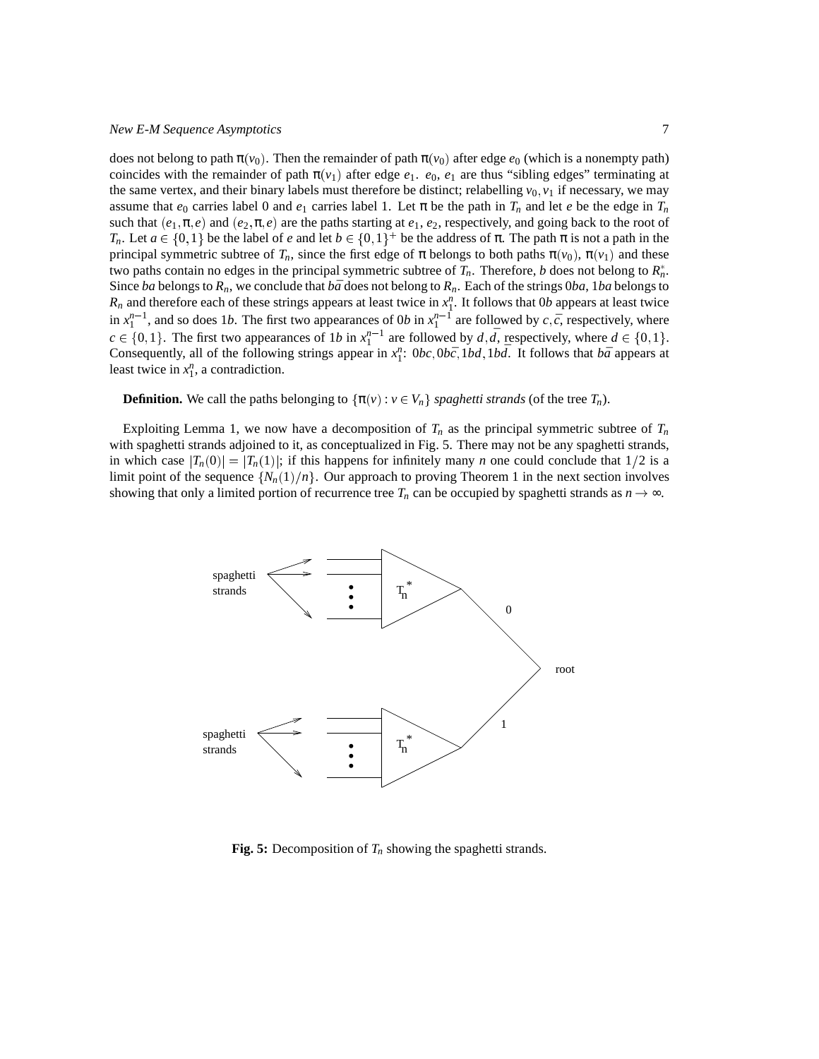does not belong to path $\pi(v_0)$. Then the remainder of path $\pi(v_0)$ after edge $e_0$ (which is a nonempty path) coincides with the remainder of path $\pi(v_1)$ after edge $e_1$. $e_0$, $e_1$ are thus "sibling edges" terminating at the same vertex, and their binary labels must therefore be distinct; relabelling $v_0, v_1$ if necessary, we may assume that $e_0$ carries label 0 and $e_1$ carries label 1. Let $\pi$ be the path in $T_n$ and let $e$ be the edge in $T_n$ such that $(e_1, \pi, e)$ and $(e_2, \pi, e)$ are the paths starting at $e_1$, $e_2$, respectively, and going back to the root of $T_n$. Let $a \in \{0,1\}$ be the label of $e$ and let $b \in \{0,1\}^+$ be the address of $\pi$. The path $\pi$ is not a path in the principal symmetric subtree of $T_n$, since the first edge of $\pi$ belongs to both paths $\pi(v_0)$, $\pi(v_1)$ and these two paths contain no edges in the principal symmetric subtree of $T_n$. Therefore, $b$ does not belong to $R_n^*$. Since $ba$ belongs to $R_n$, we conclude that $b\bar{a}$ does not belong to $R_n$. Each of the strings $0ba$, $1ba$ belongs to $R_n$ and therefore each of these strings appears at least twice in $x_1^n$. It follows that $0b$ appears at least twice in $x_1^{n-1}$, and so does $1b$. The first two appearances of $0b$ in $x_1^{n-1}$ are followed by $c, \bar{c}$, respectively, where $c \in \{0,1\}$. The first two appearances of $1b$ in $x_1^{n-1}$ are followed by $d, \bar{d}$, respectively, where $d \in \{0,1\}$. Consequently, all of the following strings appear in $x_1^n$: $0bc, 0b\bar{c}, 1bd, 1b\bar{d}$. It follows that $b\bar{a}$ appears at least twice in $x_1^n$, a contradiction.

**Definition.** We call the paths belonging to $\{\pi(v) : v \in V_n\}$ *spaghetti strands* (of the tree $T_n$).

Exploiting Lemma 1, we now have a decomposition of $T_n$ as the principal symmetric subtree of $T_n$ with spaghetti strands adjoined to it, as conceptualized in Fig. 5. There may not be any spaghetti strands, in which case $|T_n(0)| = |T_n(1)|$; if this happens for infinitely many $n$ one could conclude that $1/2$ is a limit point of the sequence $\{N_n(1)/n\}$. Our approach to proving Theorem 1 in the next section involves showing that only a limited portion of recurrence tree $T_n$ can be occupied by spaghetti strands as $n \to \infty$.

**Fig. 5:** Decomposition of $T_n$ showing the spaghetti strands.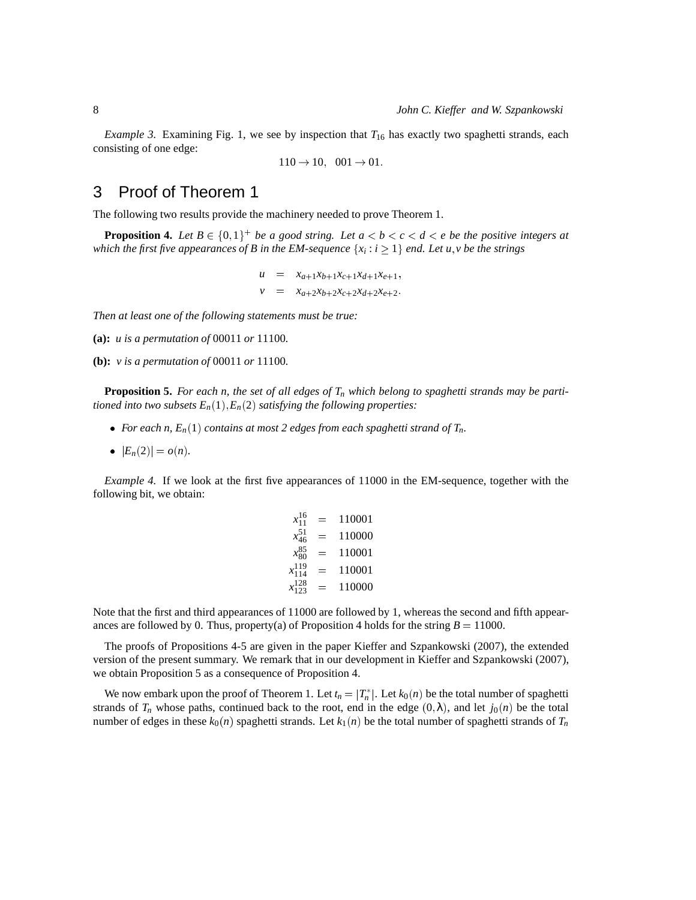*Example 3.* Examining Fig. 1, we see by inspection that $T_{16}$ has exactly two spaghetti strands, each consisting of one edge:

$$110 \to 10, \quad 001 \to 01.$$

## 3 Proof of Theorem 1

The following two results provide the machinery needed to prove Theorem 1.

**Proposition 4.** *Let $B \in \{0,1\}^+$ be a good string. Let $a < b < c < d < e$ be the positive integers at which the first five appearances of $B$ in the EM-sequence $\{x_i : i \geq 1\}$ end. Let $u, v$ be the strings*

$$\begin{aligned} u &= x_{a+1}x_{b+1}x_{c+1}x_{d+1}x_{e+1}, \\ v &= x_{a+2}x_{b+2}x_{c+2}x_{d+2}x_{e+2}. \end{aligned}$$

*Then at least one of the following statements must be true:*

**(a):** *$u$ is a permutation of* 00011 *or* 11100*.*

**(b):** *$v$ is a permutation of* 00011 *or* 11100*.*

**Proposition 5.** *For each $n$, the set of all edges of $T_n$ which belong to spaghetti strands may be partitioned into two subsets $E_n(1), E_n(2)$ satisfying the following properties:*

- *For each $n$, $E_n(1)$ contains at most 2 edges from each spaghetti strand of $T_n$.*
- $|E_n(2)| = o(n)$.

*Example 4.* If we look at the first five appearances of 11000 in the EM-sequence, together with the following bit, we obtain:

$$\begin{aligned} x_{11}^{16} &= 110001 \\ x_{46}^{51} &= 110000 \\ x_{80}^{85} &= 110001 \\ x_{114}^{119} &= 110001 \\ x_{123}^{128} &= 110000 \end{aligned}$$

Note that the first and third appearances of 11000 are followed by 1, whereas the second and fifth appearances are followed by 0. Thus, property(a) of Proposition 4 holds for the string $B = 11000$.

The proofs of Propositions 4-5 are given in the paper Kieffer and Szpankowski (2007), the extended version of the present summary. We remark that in our development in Kieffer and Szpankowski (2007), we obtain Proposition 5 as a consequence of Proposition 4.

We now embark upon the proof of Theorem 1. Let $t_n = |T_n^*|$. Let $k_0(n)$ be the total number of spaghetti strands of $T_n$ whose paths, continued back to the root, end in the edge $(0, \lambda)$, and let $j_0(n)$ be the total number of edges in these $k_0(n)$ spaghetti strands. Let $k_1(n)$ be the total number of spaghetti strands of $T_n$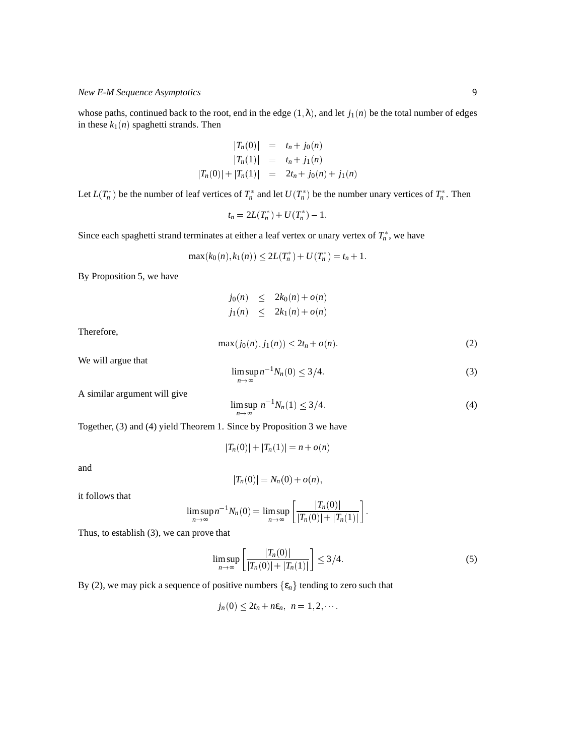whose paths, continued back to the root, end in the edge $(1,\lambda)$, and let $j_1(n)$ be the total number of edges in these $k_1(n)$ spaghetti strands. Then

$$
\begin{aligned}
|T_n(0)| &= t_n + j_0(n) \\
|T_n(1)| &= t_n + j_1(n) \\
|T_n(0)| + |T_n(1)| &= 2t_n + j_0(n) + j_1(n)
\end{aligned}
$$

Let $L(T_n^*)$ be the number of leaf vertices of $T_n^*$ and let $U(T_n^*)$ be the number unary vertices of $T_n^*$. Then

$$
t_n = 2L(T_n^*) + U(T_n^*) - 1.
$$

Since each spaghetti strand terminates at either a leaf vertex or unary vertex of $T_n^*$, we have

$$
\max(k_0(n), k_1(n)) \leq 2L(T_n^*) + U(T_n^*) = t_n + 1.
$$

By Proposition 5, we have

$$
\begin{aligned}
j_0(n) &\leq 2k_0(n) + o(n) \\
j_1(n) &\leq 2k_1(n) + o(n)
\end{aligned}
$$

Therefore,

$$
\max(j_0(n), j_1(n)) \leq 2t_n + o(n). \tag{2}
$$

We will argue that

$$
\limsup_{n\to\infty} n^{-1} N_n(0) \leq 3/4. \tag{3}
$$

A similar argument will give

$$
\limsup_{n\to\infty}\, n^{-1} N_n(1) \leq 3/4. \tag{4}
$$

Together, (3) and (4) yield Theorem 1. Since by Proposition 3 we have

$$
|T_n(0)| + |T_n(1)| = n + o(n)
$$

and

$$
|T_n(0)| = N_n(0) + o(n),
$$

it follows that

$$
\limsup_{n\to\infty} n^{-1} N_n(0) = \limsup_{n\to\infty} \left[ \frac{|T_n(0)|}{|T_n(0)| + |T_n(1)|} \right].
$$

Thus, to establish (3), we can prove that

$$
\limsup_{n\to\infty} \left[ \frac{|T_n(0)|}{|T_n(0)| + |T_n(1)|} \right] \leq 3/4. \tag{5}
$$

By (2), we may pick a sequence of positive numbers $\{\varepsilon_n\}$ tending to zero such that

$$
j_n(0) \leq 2t_n + n\varepsilon_n, \;\; n = 1, 2, \cdots.
$$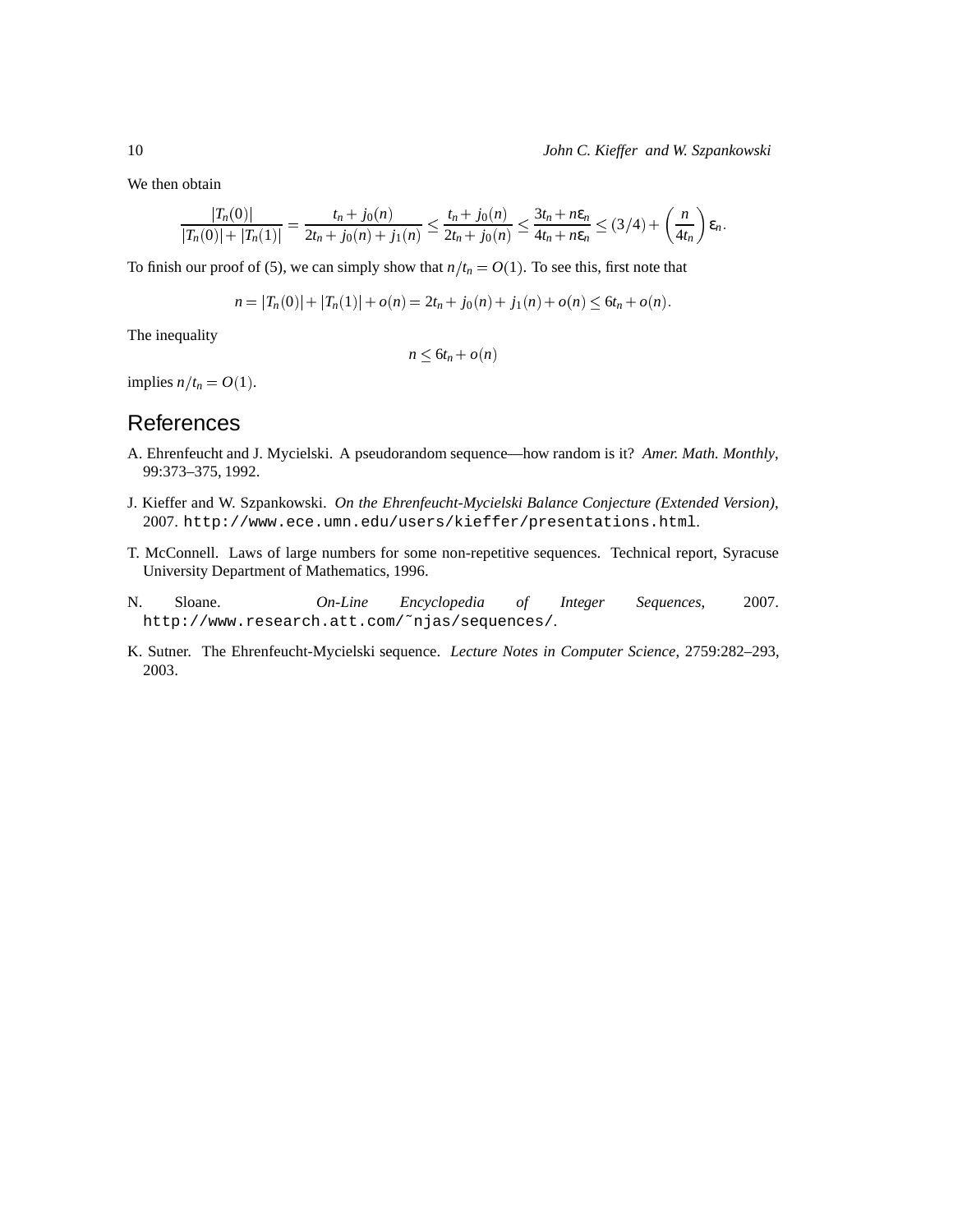We then obtain

$$\frac{|T_n(0)|}{|T_n(0)|+|T_n(1)|} = \frac{t_n + j_0(n)}{2t_n + j_0(n) + j_1(n)} \le \frac{t_n + j_0(n)}{2t_n + j_0(n)} \le \frac{3t_n + n\varepsilon_n}{4t_n + n\varepsilon_n} \le (3/4) + \left(\frac{n}{4t_n}\right)\varepsilon_n.$$

To finish our proof of (5), we can simply show that $n/t_n = O(1)$. To see this, first note that

$$n = |T_n(0)| + |T_n(1)| + o(n) = 2t_n + j_0(n) + j_1(n) + o(n) \le 6t_n + o(n).$$

The inequality

$$n \le 6t_n + o(n)$$

implies $n/t_n = O(1)$.

## References

A. Ehrenfeucht and J. Mycielski. A pseudorandom sequence—how random is it? *Amer. Math. Monthly*, 99:373–375, 1992.

J. Kieffer and W. Szpankowski. *On the Ehrenfeucht-Mycielski Balance Conjecture (Extended Version)*, 2007. `http://www.ece.umn.edu/users/kieffer/presentations.html`.

T. McConnell. Laws of large numbers for some non-repetitive sequences. Technical report, Syracuse University Department of Mathematics, 1996.

N. Sloane. *On-Line Encyclopedia of Integer Sequences*, 2007. `http://www.research.att.com/~njas/sequences/`.

K. Sutner. The Ehrenfeucht-Mycielski sequence. *Lecture Notes in Computer Science*, 2759:282–293, 2003.